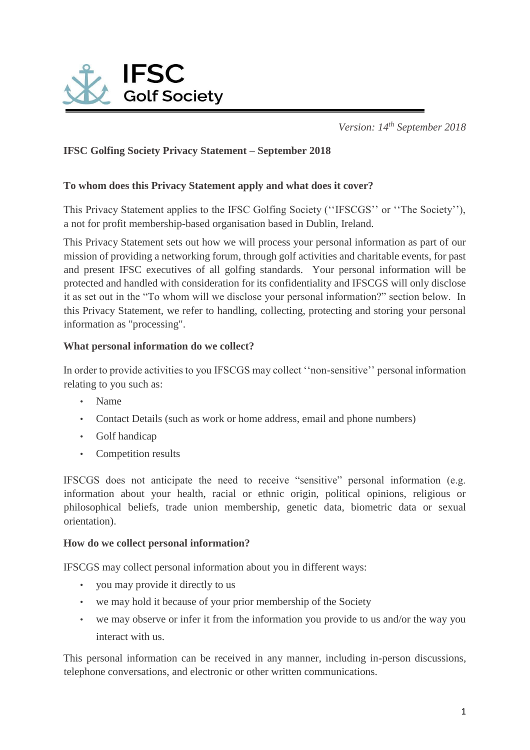IFSC Golf Society

*Version: 14th September 2018*

**IFSC Golfing Society Privacy Statement – September 2018**

**To whom does this Privacy Statement apply and what does it cover?**

This Privacy Statement applies to the IFSC Golfing Society (''IFSCGS'' or ''The Society''), a not for profit membership-based organisation based in Dublin, Ireland.

This Privacy Statement sets out how we will process your personal information as part of our mission of providing a networking forum, through golf activities and charitable events, for past and present IFSC executives of all golfing standards. Your personal information will be protected and handled with consideration for its confidentiality and IFSCGS will only disclose it as set out in the "To whom will we disclose your personal information?" section below. In this Privacy Statement, we refer to handling, collecting, protecting and storing your personal information as "processing".

**What personal information do we collect?**

In order to provide activities to you IFSCGS may collect ''non-sensitive'' personal information relating to you such as:

- Name
- Contact Details (such as work or home address, email and phone numbers)
- Golf handicap
- Competition results

IFSCGS does not anticipate the need to receive "sensitive" personal information (e.g. information about your health, racial or ethnic origin, political opinions, religious or philosophical beliefs, trade union membership, genetic data, biometric data or sexual orientation).

**How do we collect personal information?**

IFSCGS may collect personal information about you in different ways:

- you may provide it directly to us
- we may hold it because of your prior membership of the Society
- we may observe or infer it from the information you provide to us and/or the way you interact with us.

This personal information can be received in any manner, including in-person discussions, telephone conversations, and electronic or other written communications.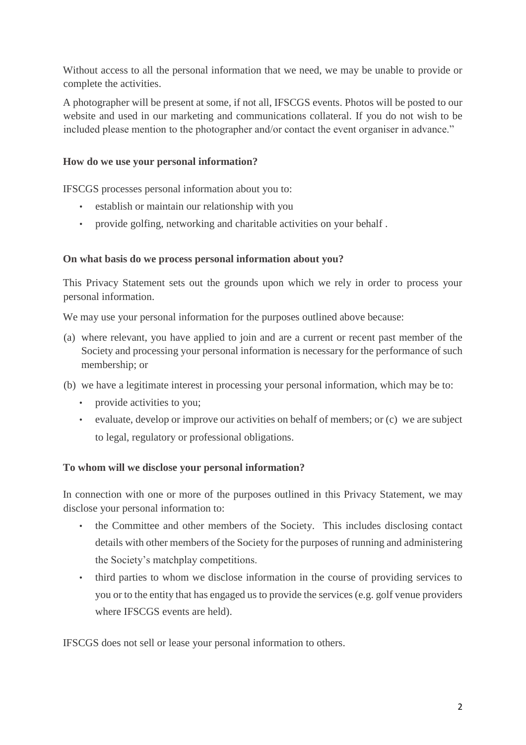Without access to all the personal information that we need, we may be unable to provide or complete the activities.

A photographer will be present at some, if not all, IFSCGS events. Photos will be posted to our website and used in our marketing and communications collateral. If you do not wish to be included please mention to the photographer and/or contact the event organiser in advance."

**How do we use your personal information?**

IFSCGS processes personal information about you to:

- establish or maintain our relationship with you
- provide golfing, networking and charitable activities on your behalf .

**On what basis do we process personal information about you?**

This Privacy Statement sets out the grounds upon which we rely in order to process your personal information.

We may use your personal information for the purposes outlined above because:

(a) where relevant, you have applied to join and are a current or recent past member of the Society and processing your personal information is necessary for the performance of such membership; or

(b) we have a legitimate interest in processing your personal information, which may be to:

- provide activities to you;
- evaluate, develop or improve our activities on behalf of members; or (c) we are subject to legal, regulatory or professional obligations.

**To whom will we disclose your personal information?**

In connection with one or more of the purposes outlined in this Privacy Statement, we may disclose your personal information to:

- the Committee and other members of the Society. This includes disclosing contact details with other members of the Society for the purposes of running and administering the Society's matchplay competitions.
- third parties to whom we disclose information in the course of providing services to you or to the entity that has engaged us to provide the services (e.g. golf venue providers where IFSCGS events are held).

IFSCGS does not sell or lease your personal information to others.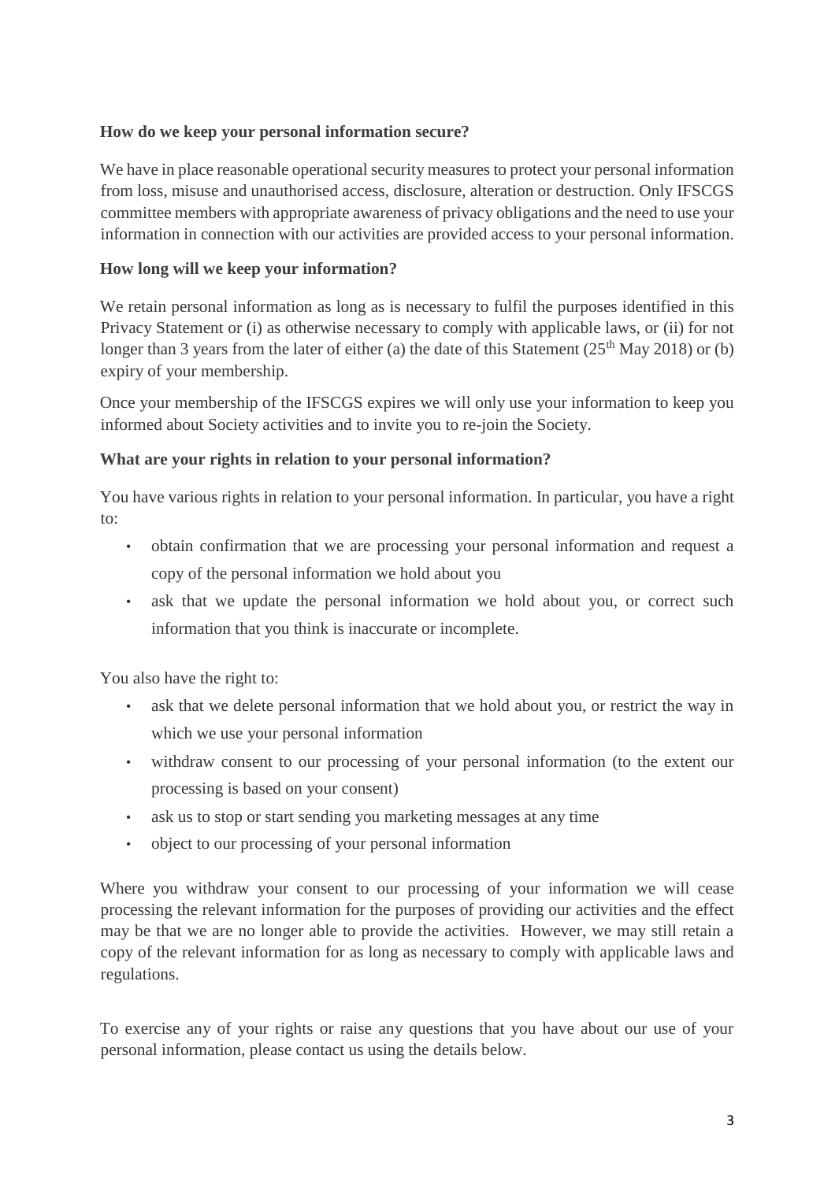**How do we keep your personal information secure?**

We have in place reasonable operational security measures to protect your personal information from loss, misuse and unauthorised access, disclosure, alteration or destruction. Only IFSCGS committee members with appropriate awareness of privacy obligations and the need to use your information in connection with our activities are provided access to your personal information.

**How long will we keep your information?**

We retain personal information as long as is necessary to fulfil the purposes identified in this Privacy Statement or (i) as otherwise necessary to comply with applicable laws, or (ii) for not longer than 3 years from the later of either (a) the date of this Statement (25th May 2018) or (b) expiry of your membership.

Once your membership of the IFSCGS expires we will only use your information to keep you informed about Society activities and to invite you to re-join the Society.

**What are your rights in relation to your personal information?**

You have various rights in relation to your personal information. In particular, you have a right to:

- obtain confirmation that we are processing your personal information and request a copy of the personal information we hold about you
- ask that we update the personal information we hold about you, or correct such information that you think is inaccurate or incomplete.

You also have the right to:

- ask that we delete personal information that we hold about you, or restrict the way in which we use your personal information
- withdraw consent to our processing of your personal information (to the extent our processing is based on your consent)
- ask us to stop or start sending you marketing messages at any time
- object to our processing of your personal information

Where you withdraw your consent to our processing of your information we will cease processing the relevant information for the purposes of providing our activities and the effect may be that we are no longer able to provide the activities. However, we may still retain a copy of the relevant information for as long as necessary to comply with applicable laws and regulations.

To exercise any of your rights or raise any questions that you have about our use of your personal information, please contact us using the details below.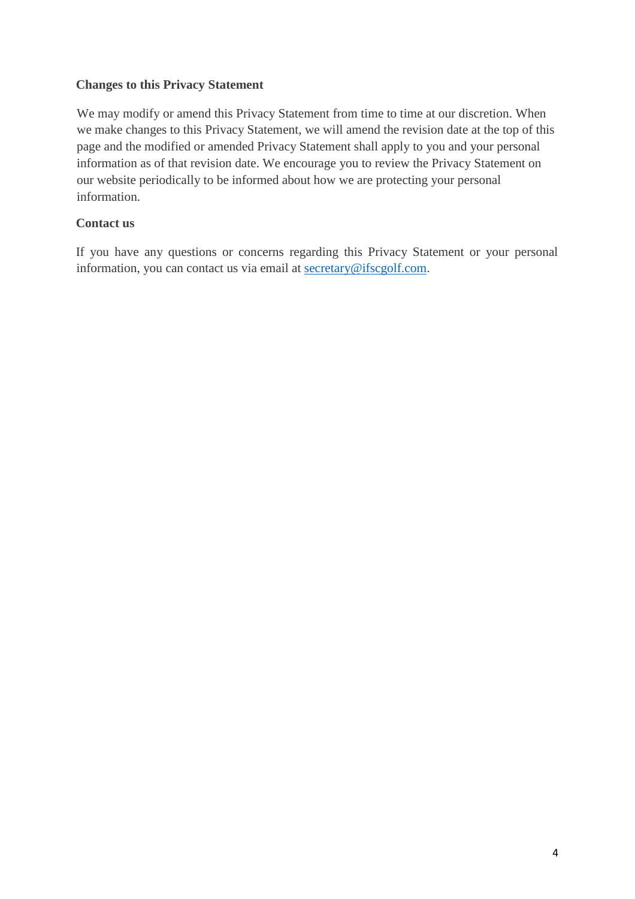**Changes to this Privacy Statement**

We may modify or amend this Privacy Statement from time to time at our discretion. When we make changes to this Privacy Statement, we will amend the revision date at the top of this page and the modified or amended Privacy Statement shall apply to you and your personal information as of that revision date. We encourage you to review the Privacy Statement on our website periodically to be informed about how we are protecting your personal information.

**Contact us**

If you have any questions or concerns regarding this Privacy Statement or your personal information, you can contact us via email at secretary@ifscgolf.com.